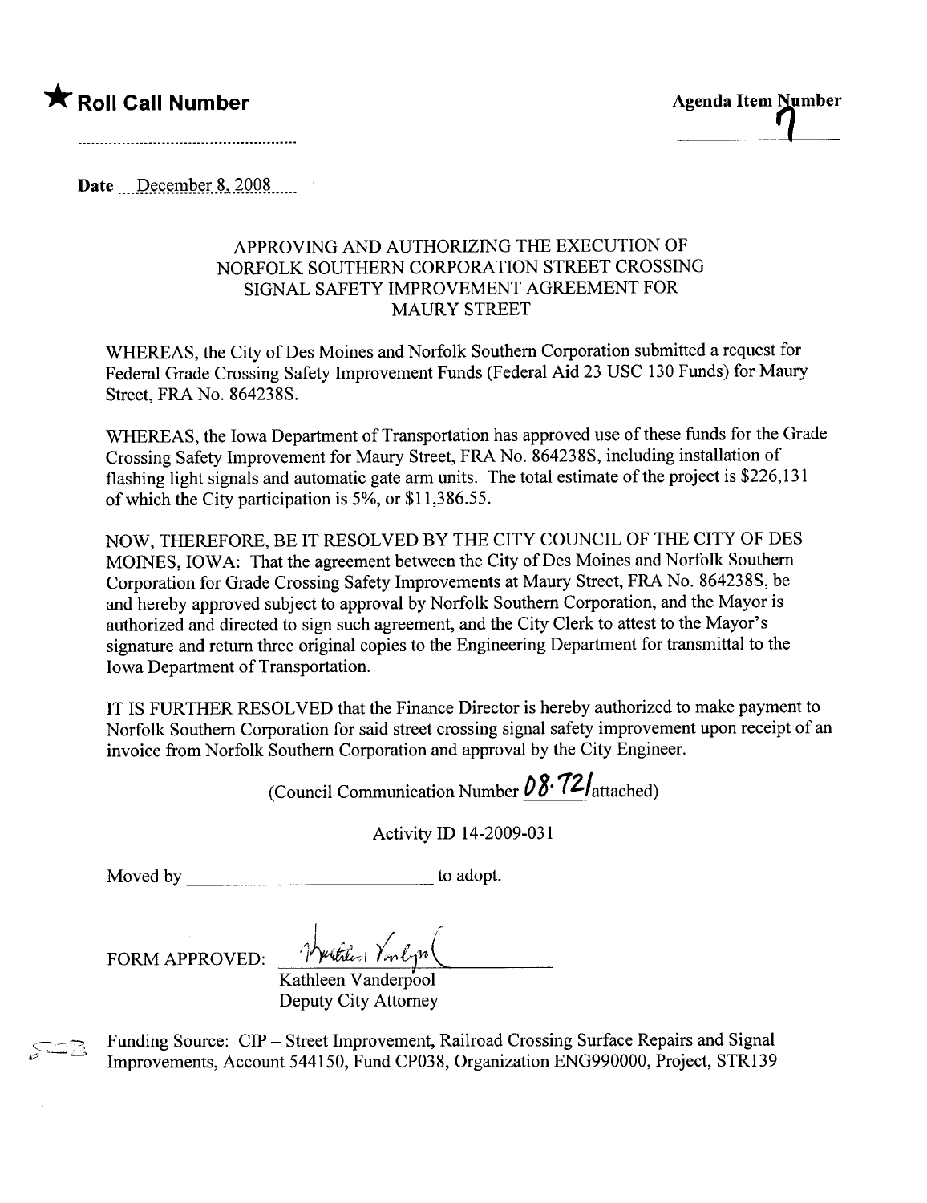★ **Roll Call Number**

..........................................................

**Agenda Item Number**

7

Date December 8, 2008

APPROVING AND AUTHORIZING THE EXECUTION OF NORFOLK SOUTHERN CORPORATION STREET CROSSING SIGNAL SAFETY IMPROVEMENT AGREEMENT FOR MAURY STREET

WHEREAS, the City of Des Moines and Norfolk Southern Corporation submitted a request for Federal Grade Crossing Safety Improvement Funds (Federal Aid 23 USC 130 Funds) for Maury Street, FRA No. 864238S.

WHEREAS, the Iowa Department of Transportation has approved use of these funds for the Grade Crossing Safety Improvement for Maury Street, FRA No. 864238S, including installation of flashing light signals and automatic gate arm units. The total estimate of the project is $226,131 of which the City participation is 5%, or $11,386.55.

NOW, THEREFORE, BE IT RESOLVED BY THE CITY COUNCIL OF THE CITY OF DES MOINES, IOWA: That the agreement between the City of Des Moines and Norfolk Southern Corporation for Grade Crossing Safety Improvements at Maury Street, FRA No. 864238S, be and hereby approved subject to approval by Norfolk Southern Corporation, and the Mayor is authorized and directed to sign such agreement, and the City Clerk to attest to the Mayor's signature and return three original copies to the Engineering Department for transmittal to the Iowa Department of Transportation.

IT IS FURTHER RESOLVED that the Finance Director is hereby authorized to make payment to Norfolk Southern Corporation for said street crossing signal safety improvement upon receipt of an invoice from Norfolk Southern Corporation and approval by the City Engineer.

(Council Communication Number 08-721 attached)

Activity ID 14-2009-031

Moved by ____________________________ to adopt.

FORM APPROVED: ____________________________
Kathleen Vanderpool
Deputy City Attorney

Funding Source: CIP – Street Improvement, Railroad Crossing Surface Repairs and Signal Improvements, Account 544150, Fund CP038, Organization ENG990000, Project, STR139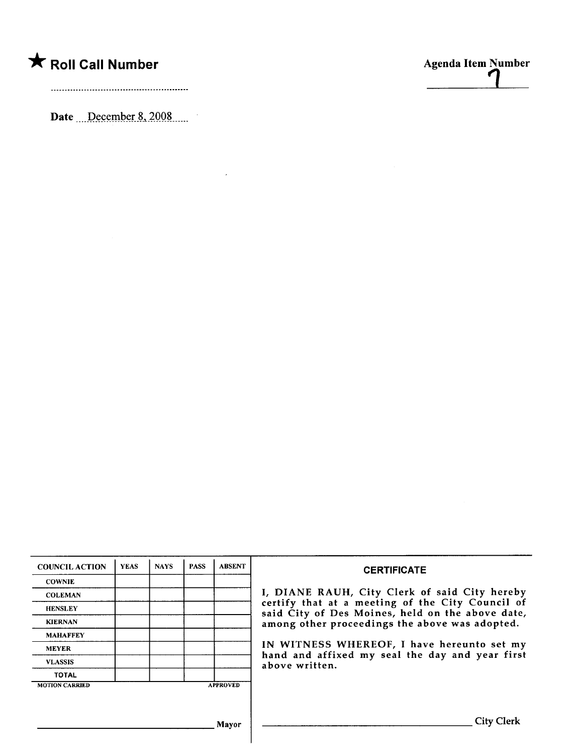★ **Roll Call Number**

..................................................

**Date** December 8, 2008

**Agenda Item Number**

7

| COUNCIL ACTION | YEAS | NAYS | PASS | ABSENT |
| --- | --- | --- | --- | --- |
| COWNIE | | | | |
| COLEMAN | | | | |
| HENSLEY | | | | |
| KIERNAN | | | | |
| MAHAFFEY | | | | |
| MEYER | | | | |
| VLASSIS | | | | |
| TOTAL | | | | |

MOTION CARRIED APPROVED

______________________________ Mayor

**CERTIFICATE**

I, DIANE RAUH, City Clerk of said City hereby certify that at a meeting of the City Council of said City of Des Moines, held on the above date, among other proceedings the above was adopted.

IN WITNESS WHEREOF, I have hereunto set my hand and affixed my seal the day and year first above written.

______________________________ City Clerk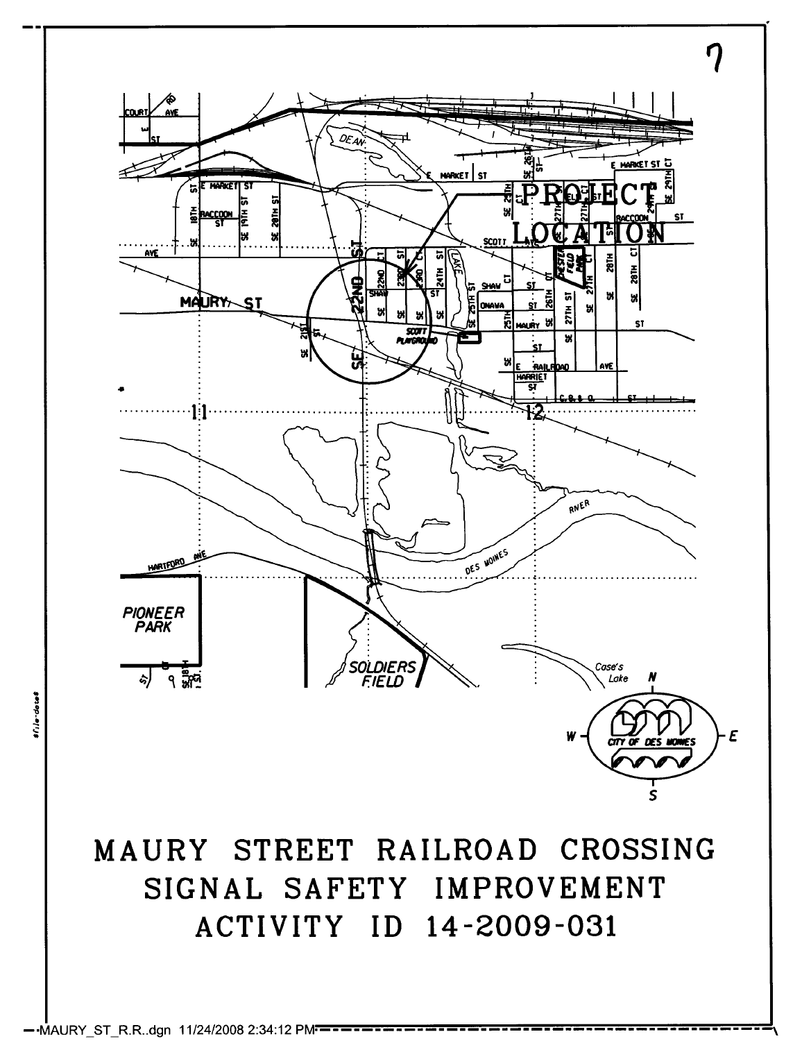# MAURY STREET RAILROAD CROSSING SIGNAL SAFETY IMPROVEMENT ACTIVITY ID 14-2009-031